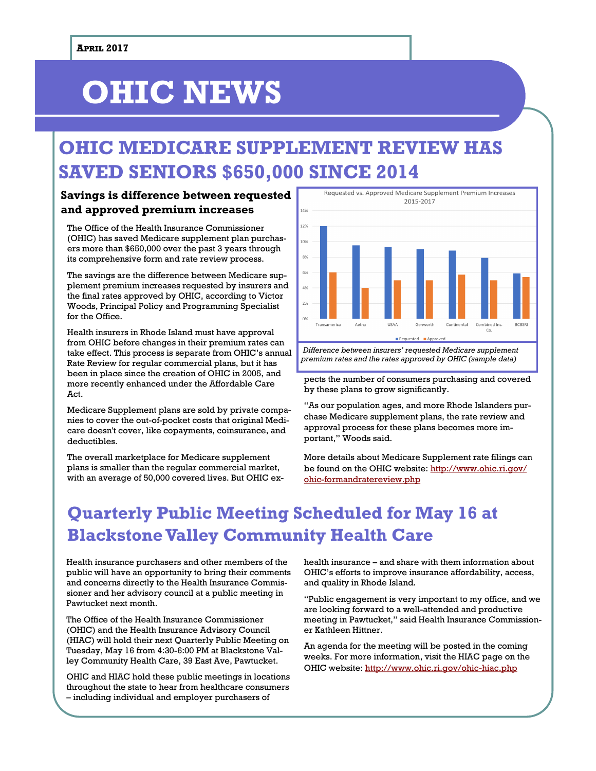**April 2017**

# OHIC NEWS

## OHIC MEDICARE SUPPLEMENT REVIEW HAS SAVED SENIORS $650,000 SINCE 2014

### Savings is difference between requested and approved premium increases

The Office of the Health Insurance Commissioner (OHIC) has saved Medicare supplement plan purchasers more than $650,000 over the past 3 years through its comprehensive form and rate review process.

The savings are the difference between Medicare supplement premium increases requested by insurers and the final rates approved by OHIC, according to Victor Woods, Principal Policy and Programming Specialist for the Office.

Health insurers in Rhode Island must have approval from OHIC before changes in their premium rates can take effect. This process is separate from OHIC's annual Rate Review for regular commercial plans, but it has been in place since the creation of OHIC in 2005, and more recently enhanced under the Affordable Care Act.

Medicare Supplement plans are sold by private companies to cover the out-of-pocket costs that original Medicare doesn't cover, like copayments, coinsurance, and deductibles.

The overall marketplace for Medicare supplement plans is smaller than the regular commercial market, with an average of 50,000 covered lives. But OHIC expects the number of consumers purchasing and covered by these plans to grow significantly.

Requested vs. Approved Medicare Supplement Premium Increases 2015-2017

| Insurer | Requested | Approved |
|---|---|---|
| Transamerica | 12% | 6% |
| Aetna | 9.5% | 4% |
| USAA | 9.3% | 5% |
| Genworth | 9% | 5% |
| Continental | 8.8% | 5.7% |
| Combined Ins. Co. | 7.9% | 5% |
| BCBSRI | 5.9% | 5.4% |

*Difference between insurers' requested Medicare supplement premium rates and the rates approved by OHIC (sample data)*

"As our population ages, and more Rhode Islanders purchase Medicare supplement plans, the rate review and approval process for these plans becomes more important," Woods said.

More details about Medicare Supplement rate filings can be found on the OHIC website: http://www.ohic.ri.gov/ohic-formandratereview.php

## Quarterly Public Meeting Scheduled for May 16 at Blackstone Valley Community Health Care

Health insurance purchasers and other members of the public will have an opportunity to bring their comments and concerns directly to the Health Insurance Commissioner and her advisory council at a public meeting in Pawtucket next month.

The Office of the Health Insurance Commissioner (OHIC) and the Health Insurance Advisory Council (HIAC) will hold their next Quarterly Public Meeting on Tuesday, May 16 from 4:30-6:00 PM at Blackstone Valley Community Health Care, 39 East Ave, Pawtucket.

OHIC and HIAC hold these public meetings in locations throughout the state to hear from healthcare consumers – including individual and employer purchasers of health insurance – and share with them information about OHIC's efforts to improve insurance affordability, access, and quality in Rhode Island.

"Public engagement is very important to my office, and we are looking forward to a well-attended and productive meeting in Pawtucket," said Health Insurance Commissioner Kathleen Hittner.

An agenda for the meeting will be posted in the coming weeks. For more information, visit the HIAC page on the OHIC website: http://www.ohic.ri.gov/ohic-hiac.php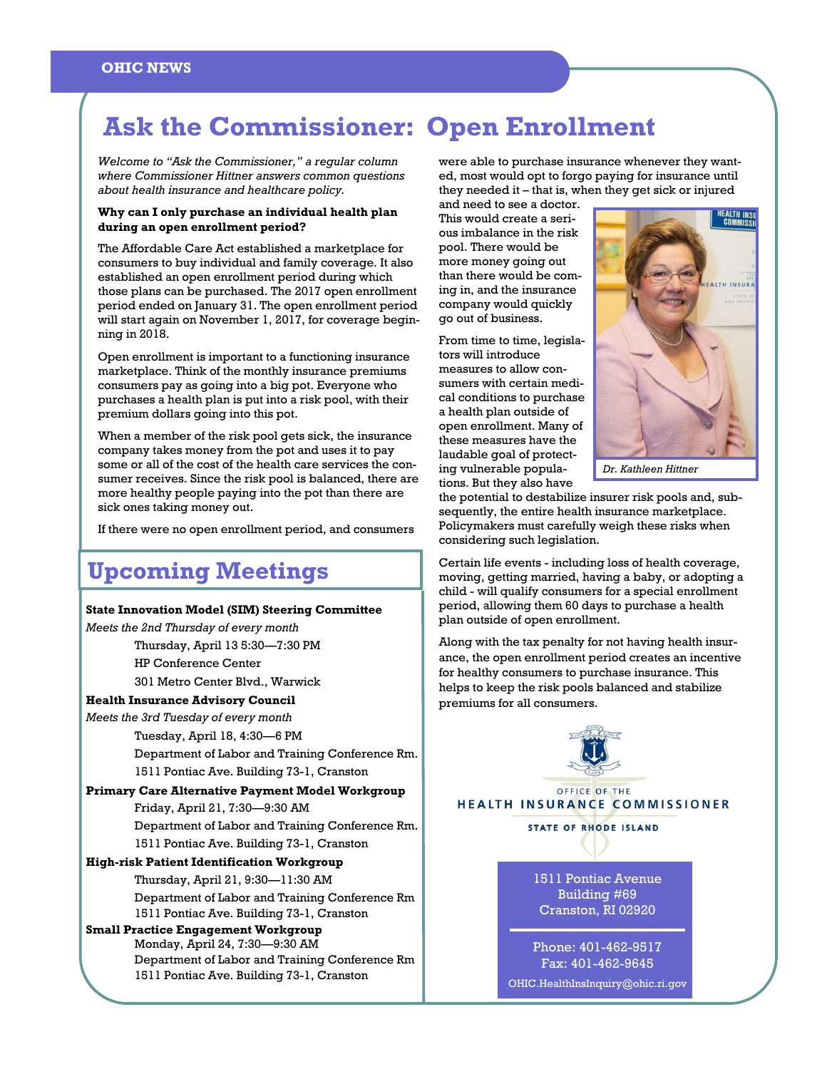**OHIC NEWS**

# Ask the Commissioner: Open Enrollment

*Welcome to "Ask the Commissioner," a regular column where Commissioner Hittner answers common questions about health insurance and healthcare policy.*

**Why can I only purchase an individual health plan during an open enrollment period?**

The Affordable Care Act established a marketplace for consumers to buy individual and family coverage. It also established an open enrollment period during which those plans can be purchased. The 2017 open enrollment period ended on January 31. The open enrollment period will start again on November 1, 2017, for coverage beginning in 2018.

Open enrollment is important to a functioning insurance marketplace. Think of the monthly insurance premiums consumers pay as going into a big pot. Everyone who purchases a health plan is put into a risk pool, with their premium dollars going into this pot.

When a member of the risk pool gets sick, the insurance company takes money from the pot and uses it to pay some or all of the cost of the health care services the consumer receives. Since the risk pool is balanced, there are more healthy people paying into the pot than there are sick ones taking money out.

If there were no open enrollment period, and consumers were able to purchase insurance whenever they wanted, most would opt to forgo paying for insurance until they needed it – that is, when they get sick or injured and need to see a doctor. This would create a serious imbalance in the risk pool. There would be more money going out than there would be coming in, and the insurance company would quickly go out of business.

Dr. Kathleen Hittner

From time to time, legislators will introduce measures to allow consumers with certain medical conditions to purchase a health plan outside of open enrollment. Many of these measures have the laudable goal of protecting vulnerable populations. But they also have the potential to destabilize insurer risk pools and, subsequently, the entire health insurance marketplace. Policymakers must carefully weigh these risks when considering such legislation.

Certain life events - including loss of health coverage, moving, getting married, having a baby, or adopting a child - will qualify consumers for a special enrollment period, allowing them 60 days to purchase a health plan outside of open enrollment.

Along with the tax penalty for not having health insurance, the open enrollment period creates an incentive for healthy consumers to purchase insurance. This helps to keep the risk pools balanced and stabilize premiums for all consumers.

## Upcoming Meetings

**State Innovation Model (SIM) Steering Committee**
*Meets the 2nd Thursday of every month*
Thursday, April 13 5:30—7:30 PM
HP Conference Center
301 Metro Center Blvd., Warwick

**Health Insurance Advisory Council**
*Meets the 3rd Tuesday of every month*
Tuesday, April 18, 4:30—6 PM
Department of Labor and Training Conference Rm.
1511 Pontiac Ave. Building 73-1, Cranston

**Primary Care Alternative Payment Model Workgroup**
Friday, April 21, 7:30—9:30 AM
Department of Labor and Training Conference Rm.
1511 Pontiac Ave. Building 73-1, Cranston

**High-risk Patient Identification Workgroup**
Thursday, April 21, 9:30—11:30 AM
Department of Labor and Training Conference Rm
1511 Pontiac Ave. Building 73-1, Cranston

**Small Practice Engagement Workgroup**
Monday, April 24, 7:30—9:30 AM
Department of Labor and Training Conference Rm
1511 Pontiac Ave. Building 73-1, Cranston

OFFICE OF THE
HEALTH INSURANCE COMMISSIONER
STATE OF RHODE ISLAND

1511 Pontiac Avenue
Building #69
Cranston, RI 02920

Phone: 401-462-9517
Fax: 401-462-9645
OHIC.HealthInsInquiry@ohic.ri.gov